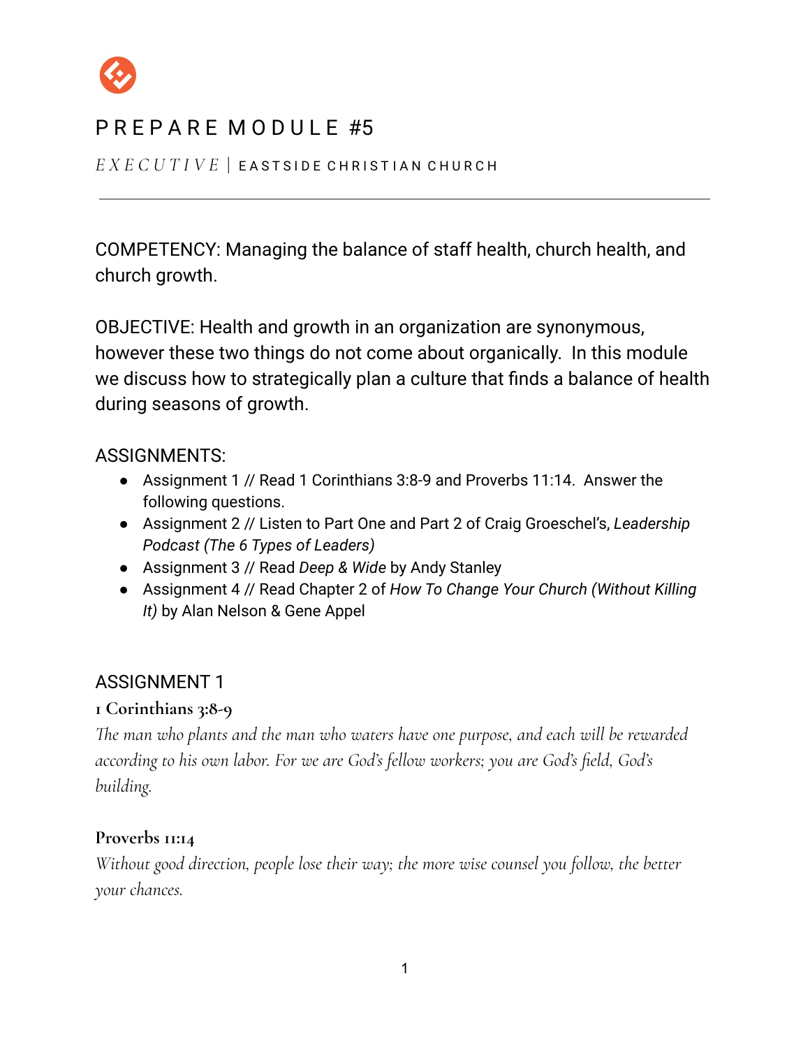# PREPARE MODULE #5

*EXECUTIVE* | EASTSIDE CHRISTIAN CHURCH

---

COMPETENCY: Managing the balance of staff health, church health, and church growth.

OBJECTIVE: Health and growth in an organization are synonymous, however these two things do not come about organically. In this module we discuss how to strategically plan a culture that finds a balance of health during seasons of growth.

ASSIGNMENTS:

- Assignment 1 // Read 1 Corinthians 3:8-9 and Proverbs 11:14. Answer the following questions.
- Assignment 2 // Listen to Part One and Part 2 of Craig Groeschel's, *Leadership Podcast (The 6 Types of Leaders)*
- Assignment 3 // Read *Deep & Wide* by Andy Stanley
- Assignment 4 // Read Chapter 2 of *How To Change Your Church (Without Killing It)* by Alan Nelson & Gene Appel

## ASSIGNMENT 1

**1 Corinthians 3:8-9**

*The man who plants and the man who waters have one purpose, and each will be rewarded according to his own labor. For we are God's fellow workers; you are God's field, God's building.*

**Proverbs 11:14**

*Without good direction, people lose their way; the more wise counsel you follow, the better your chances.*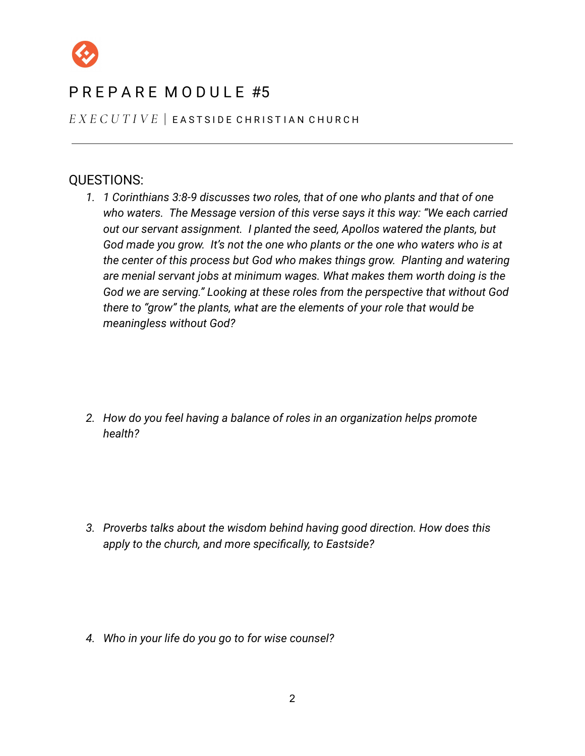# PREPARE MODULE #5

*EXECUTIVE* | EASTSIDE CHRISTIAN CHURCH

---

## QUESTIONS:

1. *1 Corinthians 3:8-9 discusses two roles, that of one who plants and that of one who waters. The Message version of this verse says it this way: "We each carried out our servant assignment. I planted the seed, Apollos watered the plants, but God made you grow. It's not the one who plants or the one who waters who is at the center of this process but God who makes things grow. Planting and watering are menial servant jobs at minimum wages. What makes them worth doing is the God we are serving." Looking at these roles from the perspective that without God there to "grow" the plants, what are the elements of your role that would be meaningless without God?*

2. *How do you feel having a balance of roles in an organization helps promote health?*

3. *Proverbs talks about the wisdom behind having good direction. How does this apply to the church, and more specifically, to Eastside?*

4. *Who in your life do you go to for wise counsel?*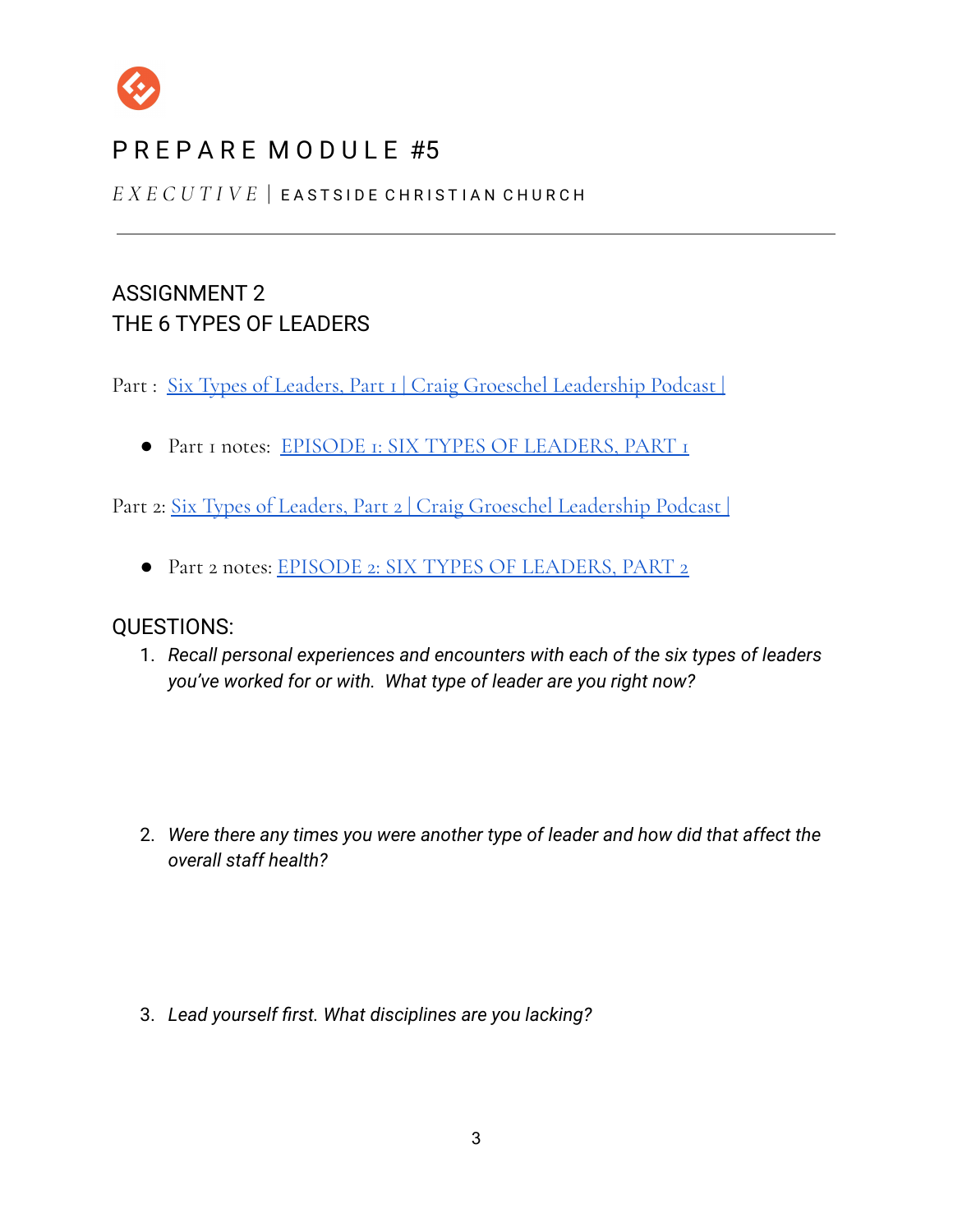# PREPARE MODULE #5

*EXECUTIVE* | EASTSIDE CHRISTIAN CHURCH

---

## ASSIGNMENT 2
## THE 6 TYPES OF LEADERS

Part : Six Types of Leaders, Part 1 | Craig Groeschel Leadership Podcast |

- Part 1 notes: EPISODE 1: SIX TYPES OF LEADERS, PART 1

Part 2: Six Types of Leaders, Part 2 | Craig Groeschel Leadership Podcast |

- Part 2 notes: EPISODE 2: SIX TYPES OF LEADERS, PART 2

### QUESTIONS:

1. *Recall personal experiences and encounters with each of the six types of leaders you've worked for or with. What type of leader are you right now?*

2. *Were there any times you were another type of leader and how did that affect the overall staff health?*

3. *Lead yourself first. What disciplines are you lacking?*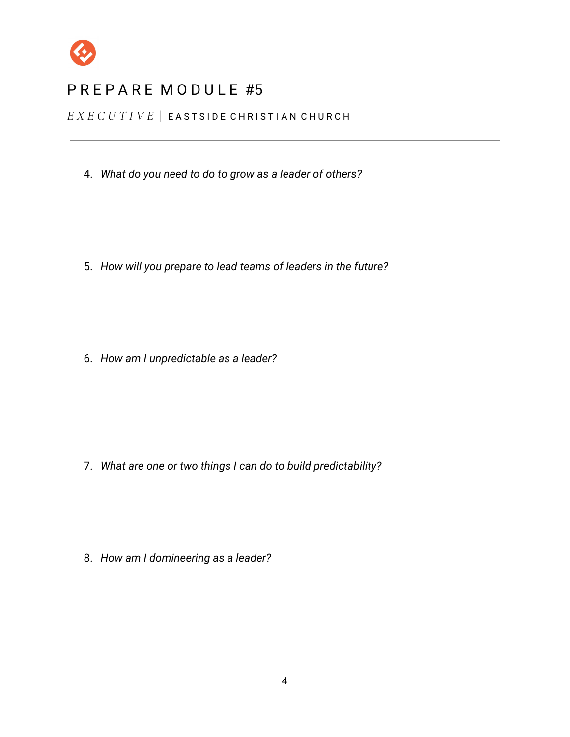# PREPARE MODULE #5

*EXECUTIVE* | EASTSIDE CHRISTIAN CHURCH

---

4. *What do you need to do to grow as a leader of others?*

5. *How will you prepare to lead teams of leaders in the future?*

6. *How am I unpredictable as a leader?*

7. *What are one or two things I can do to build predictability?*

8. *How am I domineering as a leader?*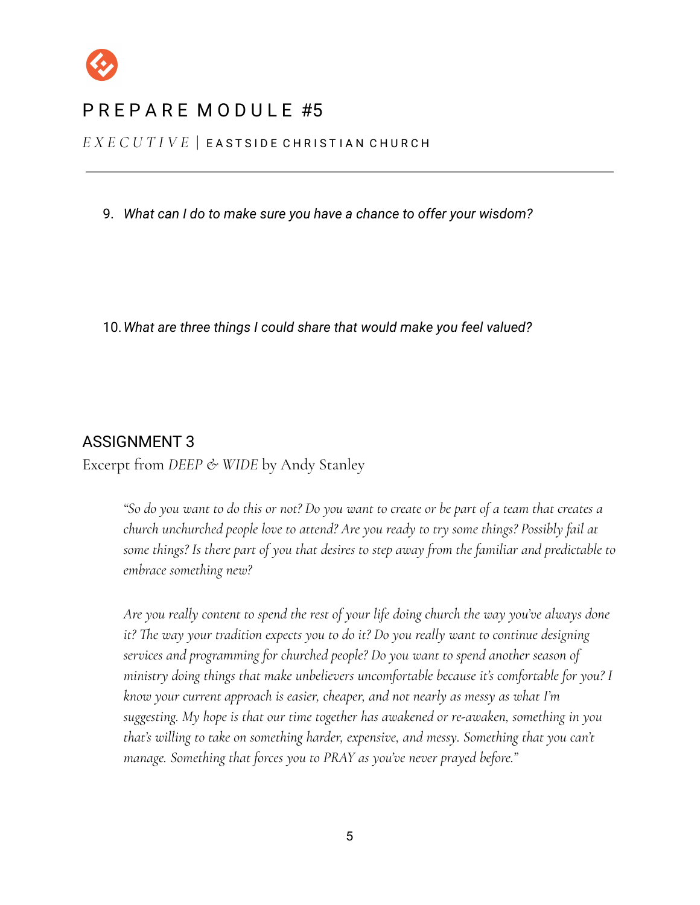# PREPARE MODULE #5

*EXECUTIVE* | EASTSIDE CHRISTIAN CHURCH

9. *What can I do to make sure you have a chance to offer your wisdom?*

10. *What are three things I could share that would make you feel valued?*

## ASSIGNMENT 3

Excerpt from *DEEP & WIDE* by Andy Stanley

> *"So do you want to do this or not? Do you want to create or be part of a team that creates a church unchurched people love to attend? Are you ready to try some things? Possibly fail at some things? Is there part of you that desires to step away from the familiar and predictable to embrace something new?*
>
> *Are you really content to spend the rest of your life doing church the way you've always done it? The way your tradition expects you to do it? Do you really want to continue designing services and programming for churched people? Do you want to spend another season of ministry doing things that make unbelievers uncomfortable because it's comfortable for you? I know your current approach is easier, cheaper, and not nearly as messy as what I'm suggesting. My hope is that our time together has awakened or re-awaken, something in you that's willing to take on something harder, expensive, and messy. Something that you can't manage. Something that forces you to PRAY as you've never prayed before."*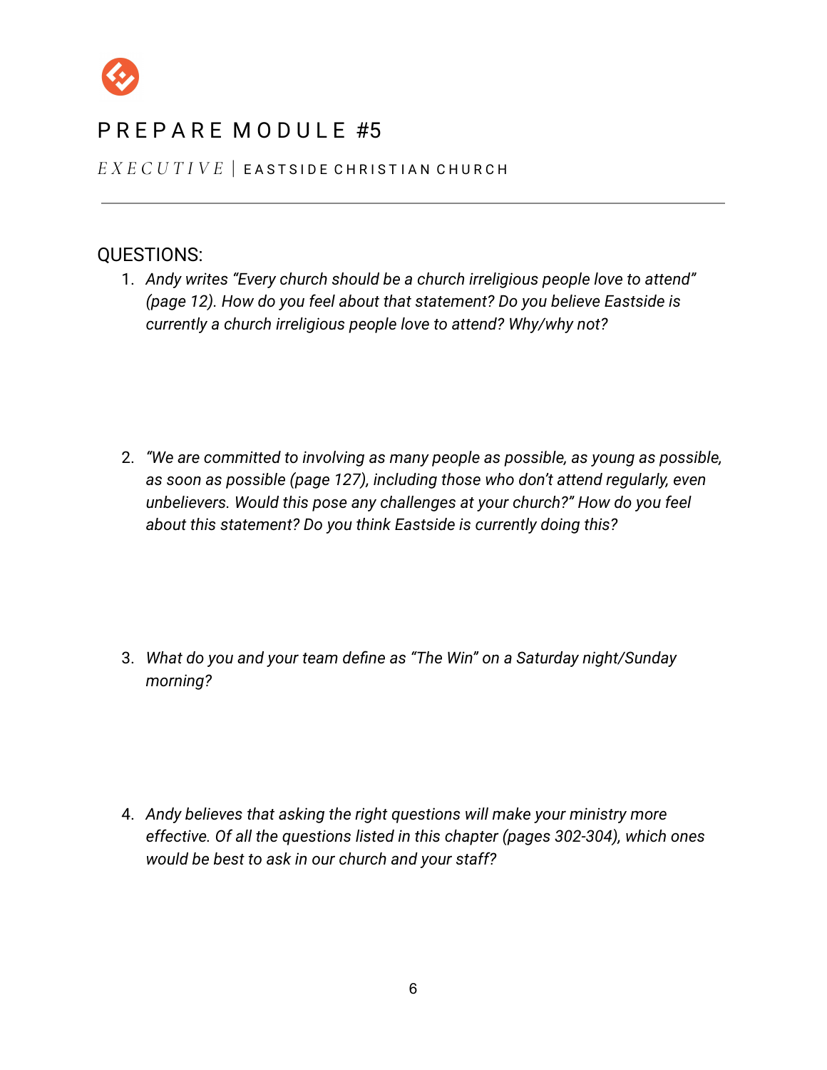# PREPARE MODULE #5

*EXECUTIVE* | EASTSIDE CHRISTIAN CHURCH

---

## QUESTIONS:

1. *Andy writes "Every church should be a church irreligious people love to attend" (page 12). How do you feel about that statement? Do you believe Eastside is currently a church irreligious people love to attend? Why/why not?*

2. *"We are committed to involving as many people as possible, as young as possible, as soon as possible (page 127), including those who don't attend regularly, even unbelievers. Would this pose any challenges at your church?" How do you feel about this statement? Do you think Eastside is currently doing this?*

3. *What do you and your team define as "The Win" on a Saturday night/Sunday morning?*

4. *Andy believes that asking the right questions will make your ministry more effective. Of all the questions listed in this chapter (pages 302-304), which ones would be best to ask in our church and your staff?*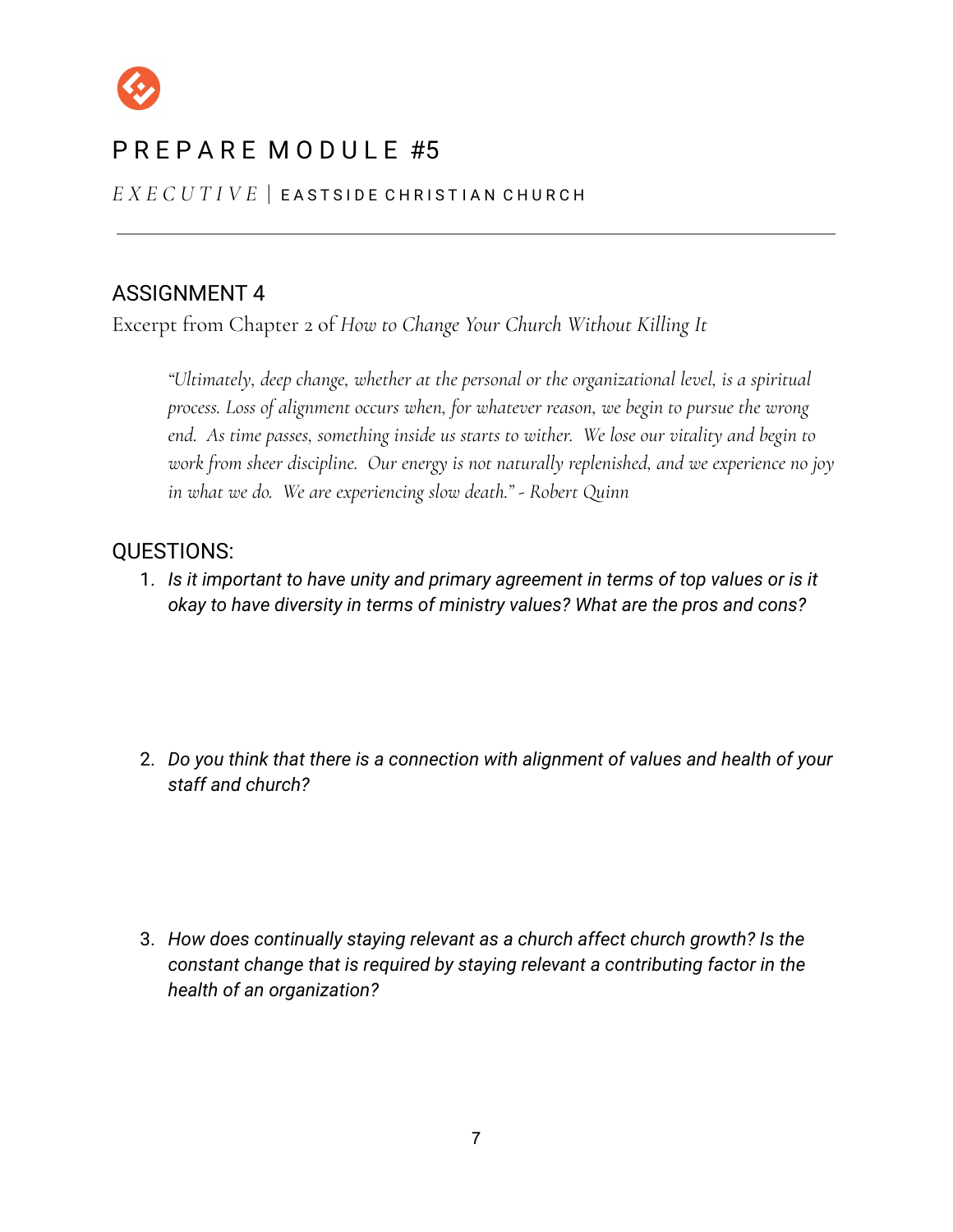# PREPARE MODULE #5

*EXECUTIVE* | EASTSIDE CHRISTIAN CHURCH

---

## ASSIGNMENT 4

Excerpt from Chapter 2 of *How to Change Your Church Without Killing It*

> *"Ultimately, deep change, whether at the personal or the organizational level, is a spiritual process. Loss of alignment occurs when, for whatever reason, we begin to pursue the wrong end. As time passes, something inside us starts to wither. We lose our vitality and begin to work from sheer discipline. Our energy is not naturally replenished, and we experience no joy in what we do. We are experiencing slow death." - Robert Quinn*

## QUESTIONS:

1. *Is it important to have unity and primary agreement in terms of top values or is it okay to have diversity in terms of ministry values? What are the pros and cons?*

2. *Do you think that there is a connection with alignment of values and health of your staff and church?*

3. *How does continually staying relevant as a church affect church growth? Is the constant change that is required by staying relevant a contributing factor in the health of an organization?*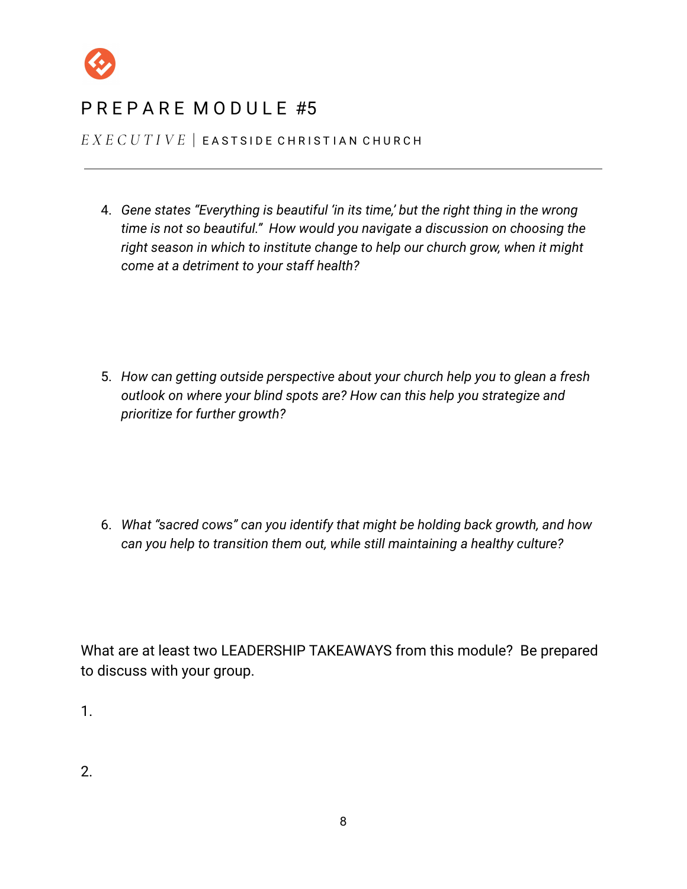# PREPARE MODULE #5

*EXECUTIVE* | EASTSIDE CHRISTIAN CHURCH

---

4. *Gene states "Everything is beautiful 'in its time,' but the right thing in the wrong time is not so beautiful." How would you navigate a discussion on choosing the right season in which to institute change to help our church grow, when it might come at a detriment to your staff health?*

5. *How can getting outside perspective about your church help you to glean a fresh outlook on where your blind spots are? How can this help you strategize and prioritize for further growth?*

6. *What "sacred cows" can you identify that might be holding back growth, and how can you help to transition them out, while still maintaining a healthy culture?*

What are at least two LEADERSHIP TAKEAWAYS from this module? Be prepared to discuss with your group.

1.

2.